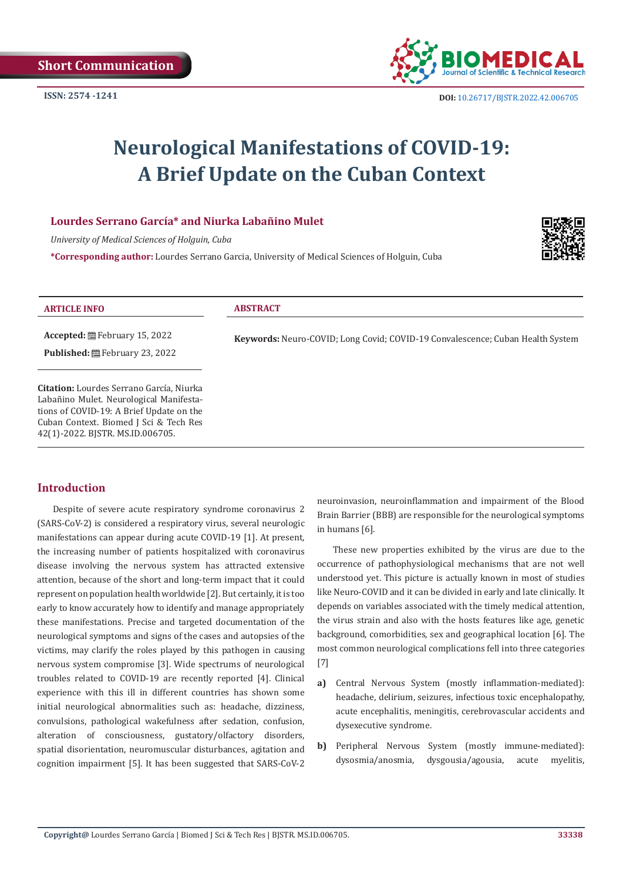Short Communication

ISSN: 2574 -1241

DOI: 10.26717/BJSTR.2022.42.006705

# Neurological Manifestations of COVID-19: A Brief Update on the Cuban Context

**Lourdes Serrano García* and Niurka Labañino Mulet**

*University of Medical Sciences of Holguin, Cuba*

***Corresponding author:** Lourdes Serrano Garcia, University of Medical Sciences of Holguin, Cuba

**ARTICLE INFO**

**Accepted:** February 15, 2022

**Published:** February 23, 2022

**Citation:** Lourdes Serrano García, Niurka Labañino Mulet. Neurological Manifestations of COVID-19: A Brief Update on the Cuban Context. Biomed J Sci & Tech Res 42(1)-2022. BJSTR. MS.ID.006705.

**ABSTRACT**

**Keywords:** Neuro-COVID; Long Covid; COVID-19 Convalescence; Cuban Health System

## Introduction

Despite of severe acute respiratory syndrome coronavirus 2 (SARS-CoV-2) is considered a respiratory virus, several neurologic manifestations can appear during acute COVID-19 [1]. At present, the increasing number of patients hospitalized with coronavirus disease involving the nervous system has attracted extensive attention, because of the short and long-term impact that it could represent on population health worldwide [2]. But certainly, it is too early to know accurately how to identify and manage appropriately these manifestations. Precise and targeted documentation of the neurological symptoms and signs of the cases and autopsies of the victims, may clarify the roles played by this pathogen in causing nervous system compromise [3]. Wide spectrums of neurological troubles related to COVID-19 are recently reported [4]. Clinical experience with this ill in different countries has shown some initial neurological abnormalities such as: headache, dizziness, convulsions, pathological wakefulness after sedation, confusion, alteration of consciousness, gustatory/olfactory disorders, spatial disorientation, neuromuscular disturbances, agitation and cognition impairment [5]. It has been suggested that SARS-CoV-2 neuroinvasion, neuroinflammation and impairment of the Blood Brain Barrier (BBB) are responsible for the neurological symptoms in humans [6].

These new properties exhibited by the virus are due to the occurrence of pathophysiological mechanisms that are not well understood yet. This picture is actually known in most of studies like Neuro-COVID and it can be divided in early and late clinically. It depends on variables associated with the timely medical attention, the virus strain and also with the hosts features like age, genetic background, comorbidities, sex and geographical location [6]. The most common neurological complications fell into three categories [7]

a) Central Nervous System (mostly inflammation-mediated): headache, delirium, seizures, infectious toxic encephalopathy, acute encephalitis, meningitis, cerebrovascular accidents and dysexecutive syndrome.

b) Peripheral Nervous System (mostly immune-mediated): dysosmia/anosmia, dysgousia/agousia, acute myelitis,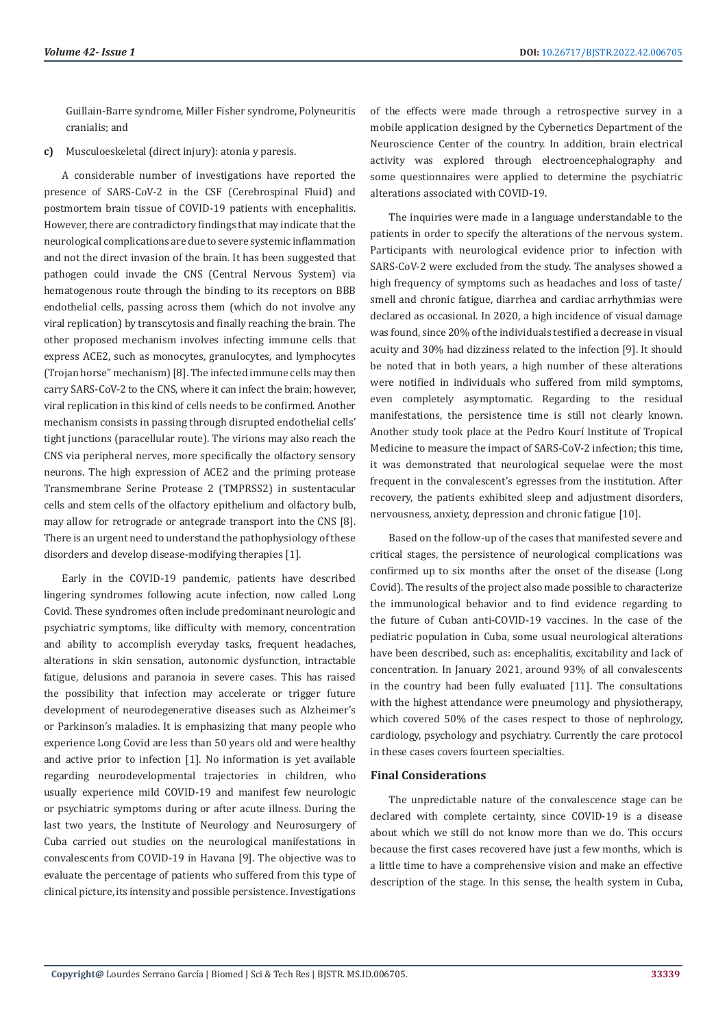Guillain-Barre syndrome, Miller Fisher syndrome, Polyneuritis cranialis; and

**c)** Musculoeskeletal (direct injury): atonia y paresis.

A considerable number of investigations have reported the presence of SARS-CoV-2 in the CSF (Cerebrospinal Fluid) and postmortem brain tissue of COVID-19 patients with encephalitis. However, there are contradictory findings that may indicate that the neurological complications are due to severe systemic inflammation and not the direct invasion of the brain. It has been suggested that pathogen could invade the CNS (Central Nervous System) via hematogenous route through the binding to its receptors on BBB endothelial cells, passing across them (which do not involve any viral replication) by transcytosis and finally reaching the brain. The other proposed mechanism involves infecting immune cells that express ACE2, such as monocytes, granulocytes, and lymphocytes (Trojan horse" mechanism) [8]. The infected immune cells may then carry SARS-CoV-2 to the CNS, where it can infect the brain; however, viral replication in this kind of cells needs to be confirmed. Another mechanism consists in passing through disrupted endothelial cells' tight junctions (paracellular route). The virions may also reach the CNS via peripheral nerves, more specifically the olfactory sensory neurons. The high expression of ACE2 and the priming protease Transmembrane Serine Protease 2 (TMPRSS2) in sustentacular cells and stem cells of the olfactory epithelium and olfactory bulb, may allow for retrograde or antegrade transport into the CNS [8]. There is an urgent need to understand the pathophysiology of these disorders and develop disease-modifying therapies [1].

Early in the COVID-19 pandemic, patients have described lingering syndromes following acute infection, now called Long Covid. These syndromes often include predominant neurologic and psychiatric symptoms, like difficulty with memory, concentration and ability to accomplish everyday tasks, frequent headaches, alterations in skin sensation, autonomic dysfunction, intractable fatigue, delusions and paranoia in severe cases. This has raised the possibility that infection may accelerate or trigger future development of neurodegenerative diseases such as Alzheimer's or Parkinson's maladies. It is emphasizing that many people who experience Long Covid are less than 50 years old and were healthy and active prior to infection [1]. No information is yet available regarding neurodevelopmental trajectories in children, who usually experience mild COVID-19 and manifest few neurologic or psychiatric symptoms during or after acute illness. During the last two years, the Institute of Neurology and Neurosurgery of Cuba carried out studies on the neurological manifestations in convalescents from COVID-19 in Havana [9]. The objective was to evaluate the percentage of patients who suffered from this type of clinical picture, its intensity and possible persistence. Investigations of the effects were made through a retrospective survey in a mobile application designed by the Cybernetics Department of the Neuroscience Center of the country. In addition, brain electrical activity was explored through electroencephalography and some questionnaires were applied to determine the psychiatric alterations associated with COVID-19.

The inquiries were made in a language understandable to the patients in order to specify the alterations of the nervous system. Participants with neurological evidence prior to infection with SARS-CoV-2 were excluded from the study. The analyses showed a high frequency of symptoms such as headaches and loss of taste/smell and chronic fatigue, diarrhea and cardiac arrhythmias were declared as occasional. In 2020, a high incidence of visual damage was found, since 20% of the individuals testified a decrease in visual acuity and 30% had dizziness related to the infection [9]. It should be noted that in both years, a high number of these alterations were notified in individuals who suffered from mild symptoms, even completely asymptomatic. Regarding to the residual manifestations, the persistence time is still not clearly known. Another study took place at the Pedro Kourí Institute of Tropical Medicine to measure the impact of SARS-CoV-2 infection; this time, it was demonstrated that neurological sequelae were the most frequent in the convalescent's egresses from the institution. After recovery, the patients exhibited sleep and adjustment disorders, nervousness, anxiety, depression and chronic fatigue [10].

Based on the follow-up of the cases that manifested severe and critical stages, the persistence of neurological complications was confirmed up to six months after the onset of the disease (Long Covid). The results of the project also made possible to characterize the immunological behavior and to find evidence regarding to the future of Cuban anti-COVID-19 vaccines. In the case of the pediatric population in Cuba, some usual neurological alterations have been described, such as: encephalitis, excitability and lack of concentration. In January 2021, around 93% of all convalescents in the country had been fully evaluated [11]. The consultations with the highest attendance were pneumology and physiotherapy, which covered 50% of the cases respect to those of nephrology, cardiology, psychology and psychiatry. Currently the care protocol in these cases covers fourteen specialties.

## Final Considerations

The unpredictable nature of the convalescence stage can be declared with complete certainty, since COVID-19 is a disease about which we still do not know more than we do. This occurs because the first cases recovered have just a few months, which is a little time to have a comprehensive vision and make an effective description of the stage. In this sense, the health system in Cuba,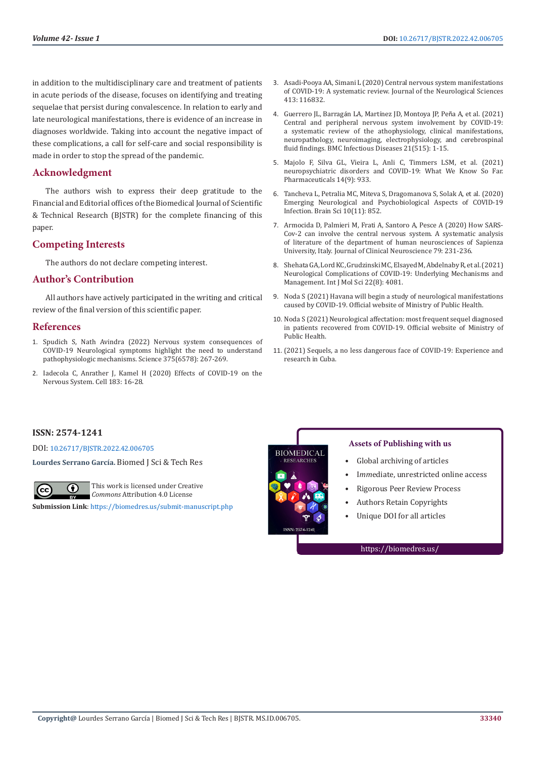in addition to the multidisciplinary care and treatment of patients in acute periods of the disease, focuses on identifying and treating sequelae that persist during convalescence. In relation to early and late neurological manifestations, there is evidence of an increase in diagnoses worldwide. Taking into account the negative impact of these complications, a call for self-care and social responsibility is made in order to stop the spread of the pandemic.

## Acknowledgment

The authors wish to express their deep gratitude to the Financial and Editorial offices of the Biomedical Journal of Scientific & Technical Research (BJSTR) for the complete financing of this paper.

## Competing Interests

The authors do not declare competing interest.

## Author's Contribution

All authors have actively participated in the writing and critical review of the final version of this scientific paper.

## References

1. Spudich S, Nath Avindra (2022) Nervous system consequences of COVID-19 Neurological symptoms highlight the need to understand pathophysiologic mechanisms. Science 375(6578): 267-269.
2. Iadecola C, Anrather J, Kamel H (2020) Effects of COVID-19 on the Nervous System. Cell 183: 16-28.
3. Asadi-Pooya AA, Simani L (2020) Central nervous system manifestations of COVID-19: A systematic review. Journal of the Neurological Sciences 413: 116832.
4. Guerrero JL, Barragán LA, Martínez JD, Montoya JP, Peña A, et al. (2021) Central and peripheral nervous system involvement by COVID-19: a systematic review of the athophysiology, clinical manifestations, neuropathology, neuroimaging, electrophysiology, and cerebrospinal fluid findings. BMC Infectious Diseases 21(515): 1-15.
5. Majolo F, Silva GL, Vieira L, Anli C, Timmers LSM, et al. (2021) neuropsychiatric disorders and COVID-19: What We Know So Far. Pharmaceuticals 14(9): 933.
6. Tancheva L, Petralia MC, Miteva S, Dragomanova S, Solak A, et al. (2020) Emerging Neurological and Psychobiological Aspects of COVID-19 Infection. Brain Sci 10(11): 852.
7. Armocida D, Palmieri M, Frati A, Santoro A, Pesce A (2020) How SARS-Cov-2 can involve the central nervous system. A systematic analysis of literature of the department of human neurosciences of Sapienza University, Italy. Journal of Clinical Neuroscience 79: 231-236.
8. Shehata GA, Lord KC, Grudzinski MC, Elsayed M, Abdelnaby R, et al. (2021) Neurological Complications of COVID-19: Underlying Mechanisms and Management. Int J Mol Sci 22(8): 4081.
9. Noda S (2021) Havana will begin a study of neurological manifestations caused by COVID-19. Official website of Ministry of Public Health.
10. Noda S (2021) Neurological affectation: most frequent sequel diagnosed in patients recovered from COVID-19. Official website of Ministry of Public Health.
11. (2021) Sequels, a no less dangerous face of COVID-19: Experience and research in Cuba.

**ISSN: 2574-1241**

DOI: 10.26717/BJSTR.2022.42.006705

**Lourdes Serrano García.** Biomed J Sci & Tech Res

This work is licensed under Creative *Commons* Attribution 4.0 License

**Submission Link**: https://biomedres.us/submit-manuscript.php

**Assets of Publishing with us**

- Global archiving of articles
- Immediate, unrestricted online access
- Rigorous Peer Review Process
- Authors Retain Copyrights
- Unique DOI for all articles

https://biomedres.us/